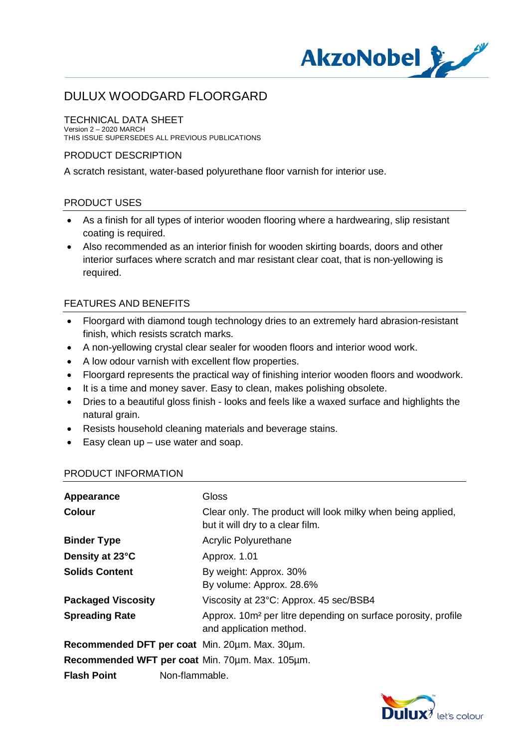# DULUX WOODGARD FLOORGARD

## TECHNICAL DATA SHEET

Version 2 – 2020 MARCH
THIS ISSUE SUPERSEDES ALL PREVIOUS PUBLICATIONS

## PRODUCT DESCRIPTION

A scratch resistant, water-based polyurethane floor varnish for interior use.

## PRODUCT USES

- As a finish for all types of interior wooden flooring where a hardwearing, slip resistant coating is required.
- Also recommended as an interior finish for wooden skirting boards, doors and other interior surfaces where scratch and mar resistant clear coat, that is non-yellowing is required.

## FEATURES AND BENEFITS

- Floorgard with diamond tough technology dries to an extremely hard abrasion-resistant finish, which resists scratch marks.
- A non-yellowing crystal clear sealer for wooden floors and interior wood work.
- A low odour varnish with excellent flow properties.
- Floorgard represents the practical way of finishing interior wooden floors and woodwork.
- It is a time and money saver. Easy to clean, makes polishing obsolete.
- Dries to a beautiful gloss finish - looks and feels like a waxed surface and highlights the natural grain.
- Resists household cleaning materials and beverage stains.
- Easy clean up – use water and soap.

## PRODUCT INFORMATION

| | |
|---|---|
| **Appearance** | Gloss |
| **Colour** | Clear only. The product will look milky when being applied, but it will dry to a clear film. |
| **Binder Type** | Acrylic Polyurethane |
| **Density at 23°C** | Approx. 1.01 |
| **Solids Content** | By weight: Approx. 30%<br>By volume: Approx. 28.6% |
| **Packaged Viscosity** | Viscosity at 23°C: Approx. 45 sec/BSB4 |
| **Spreading Rate** | Approx. 10m² per litre depending on surface porosity, profile and application method. |
| **Recommended DFT per coat** | Min. 20µm. Max. 30µm. |
| **Recommended WFT per coat** | Min. 70µm. Max. 105µm. |
| **Flash Point** | Non-flammable. |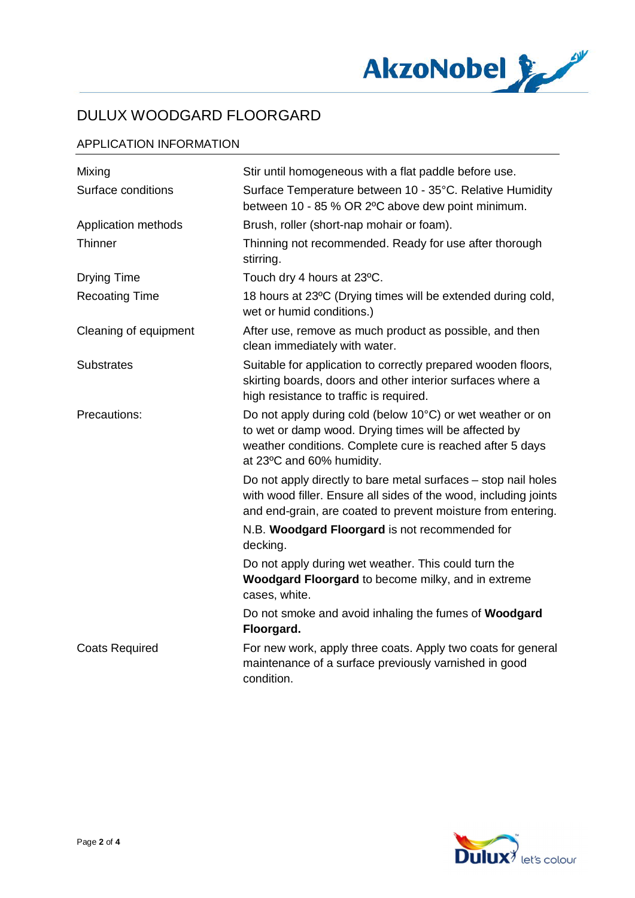# DULUX WOODGARD FLOORGARD

## APPLICATION INFORMATION

| | |
|---|---|
| Mixing | Stir until homogeneous with a flat paddle before use. |
| Surface conditions | Surface Temperature between 10 - 35°C. Relative Humidity between 10 - 85 % OR 2ºC above dew point minimum. |
| Application methods | Brush, roller (short-nap mohair or foam). |
| Thinner | Thinning not recommended. Ready for use after thorough stirring. |
| Drying Time | Touch dry 4 hours at 23ºC. |
| Recoating Time | 18 hours at 23ºC (Drying times will be extended during cold, wet or humid conditions.) |
| Cleaning of equipment | After use, remove as much product as possible, and then clean immediately with water. |
| Substrates | Suitable for application to correctly prepared wooden floors, skirting boards, doors and other interior surfaces where a high resistance to traffic is required. |
| Precautions: | Do not apply during cold (below 10°C) or wet weather or on to wet or damp wood. Drying times will be affected by weather conditions. Complete cure is reached after 5 days at 23ºC and 60% humidity.<br><br>Do not apply directly to bare metal surfaces – stop nail holes with wood filler. Ensure all sides of the wood, including joints and end-grain, are coated to prevent moisture from entering.<br><br>N.B. **Woodgard Floorgard** is not recommended for decking.<br><br>Do not apply during wet weather. This could turn the **Woodgard Floorgard** to become milky, and in extreme cases, white.<br><br>Do not smoke and avoid inhaling the fumes of **Woodgard Floorgard.** |
| Coats Required | For new work, apply three coats. Apply two coats for general maintenance of a surface previously varnished in good condition. |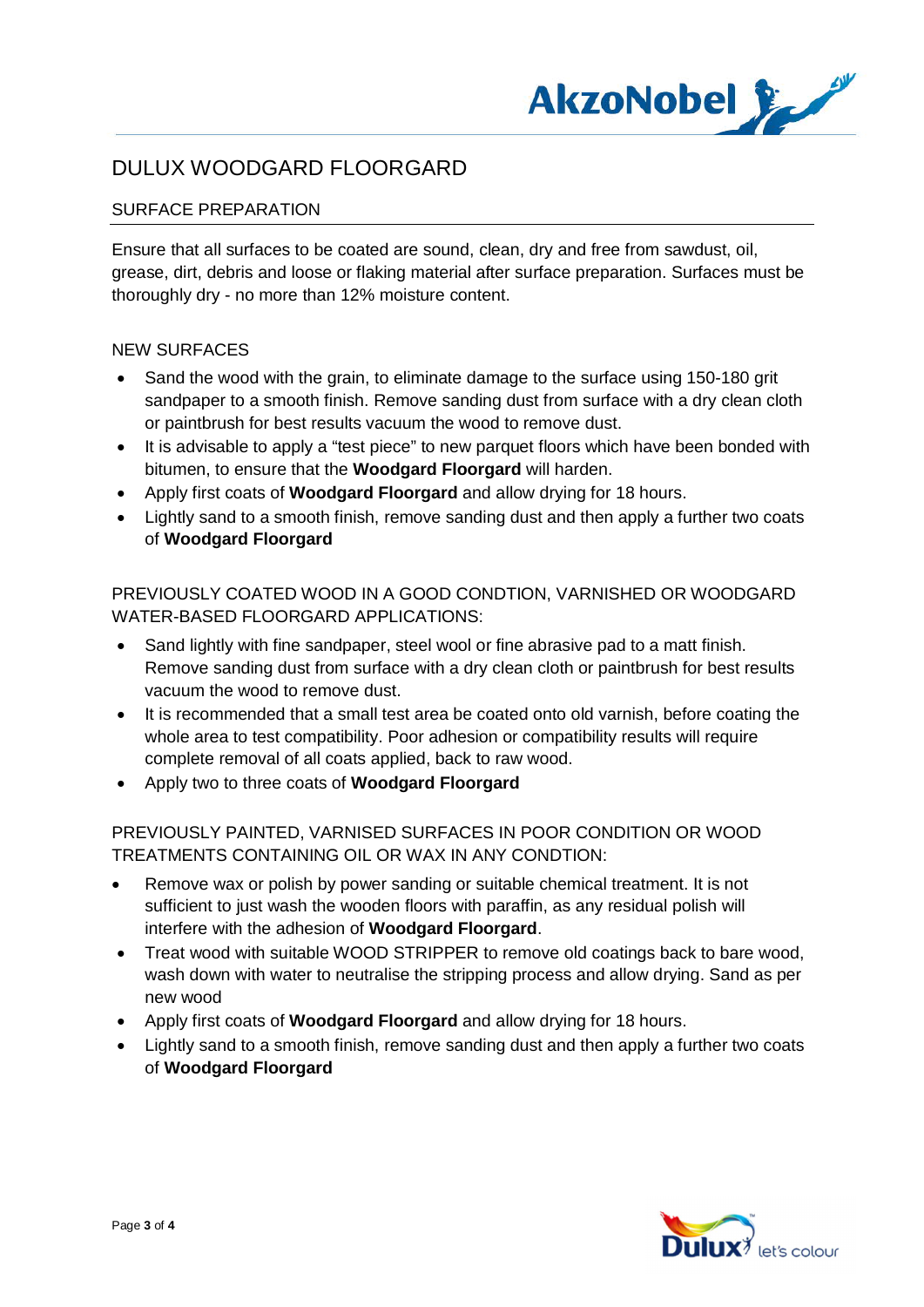# DULUX WOODGARD FLOORGARD

## SURFACE PREPARATION

Ensure that all surfaces to be coated are sound, clean, dry and free from sawdust, oil, grease, dirt, debris and loose or flaking material after surface preparation. Surfaces must be thoroughly dry - no more than 12% moisture content.

### NEW SURFACES

- Sand the wood with the grain, to eliminate damage to the surface using 150-180 grit sandpaper to a smooth finish. Remove sanding dust from surface with a dry clean cloth or paintbrush for best results vacuum the wood to remove dust.
- It is advisable to apply a "test piece" to new parquet floors which have been bonded with bitumen, to ensure that the **Woodgard Floorgard** will harden.
- Apply first coats of **Woodgard Floorgard** and allow drying for 18 hours.
- Lightly sand to a smooth finish, remove sanding dust and then apply a further two coats of **Woodgard Floorgard**

### PREVIOUSLY COATED WOOD IN A GOOD CONDTION, VARNISHED OR WOODGARD WATER-BASED FLOORGARD APPLICATIONS:

- Sand lightly with fine sandpaper, steel wool or fine abrasive pad to a matt finish. Remove sanding dust from surface with a dry clean cloth or paintbrush for best results vacuum the wood to remove dust.
- It is recommended that a small test area be coated onto old varnish, before coating the whole area to test compatibility. Poor adhesion or compatibility results will require complete removal of all coats applied, back to raw wood.
- Apply two to three coats of **Woodgard Floorgard**

### PREVIOUSLY PAINTED, VARNISED SURFACES IN POOR CONDITION OR WOOD TREATMENTS CONTAINING OIL OR WAX IN ANY CONDTION:

- Remove wax or polish by power sanding or suitable chemical treatment. It is not sufficient to just wash the wooden floors with paraffin, as any residual polish will interfere with the adhesion of **Woodgard Floorgard**.
- Treat wood with suitable WOOD STRIPPER to remove old coatings back to bare wood, wash down with water to neutralise the stripping process and allow drying. Sand as per new wood
- Apply first coats of **Woodgard Floorgard** and allow drying for 18 hours.
- Lightly sand to a smooth finish, remove sanding dust and then apply a further two coats of **Woodgard Floorgard**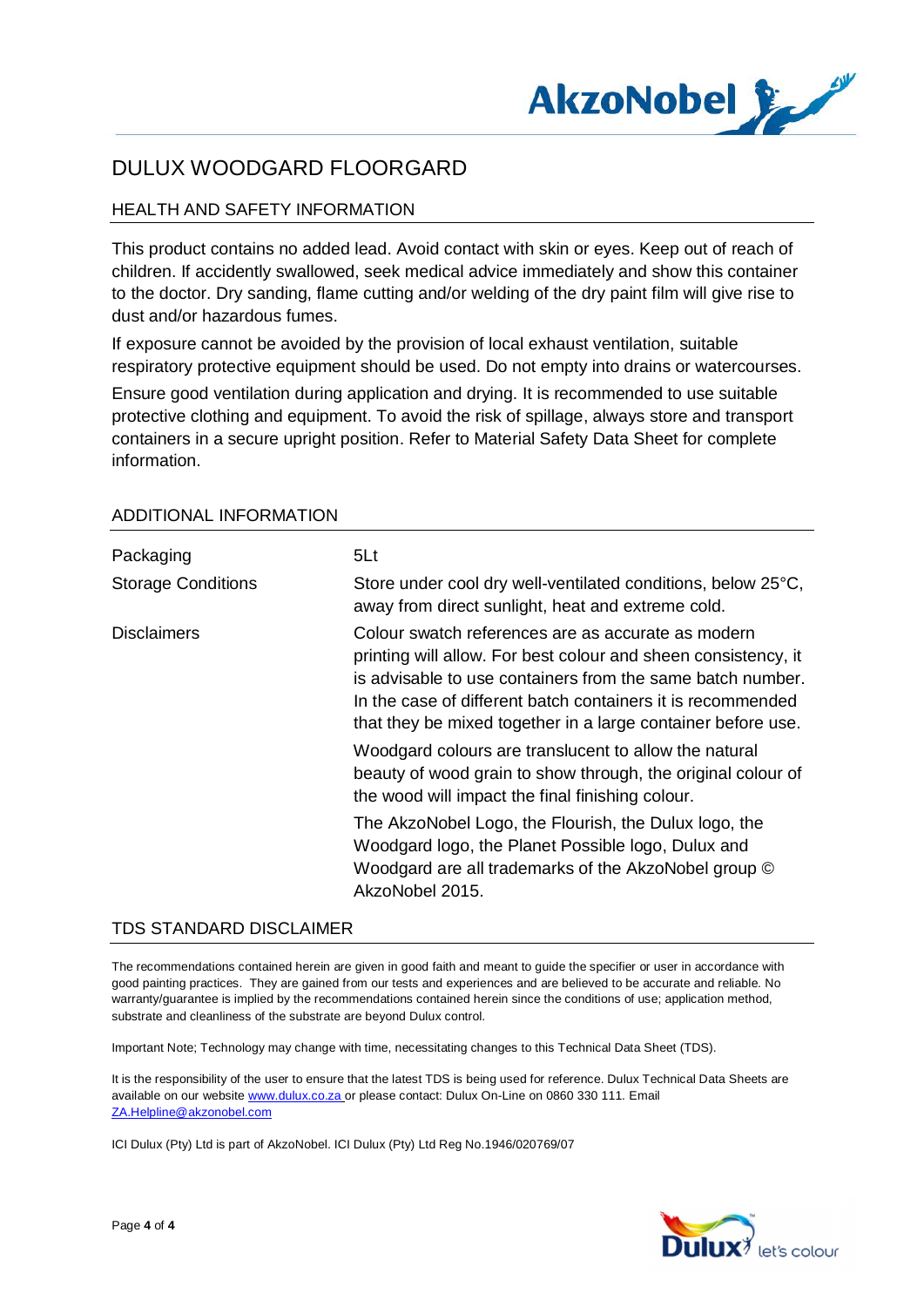# DULUX WOODGARD FLOORGARD

## HEALTH AND SAFETY INFORMATION

This product contains no added lead. Avoid contact with skin or eyes. Keep out of reach of children. If accidently swallowed, seek medical advice immediately and show this container to the doctor. Dry sanding, flame cutting and/or welding of the dry paint film will give rise to dust and/or hazardous fumes.

If exposure cannot be avoided by the provision of local exhaust ventilation, suitable respiratory protective equipment should be used. Do not empty into drains or watercourses.

Ensure good ventilation during application and drying. It is recommended to use suitable protective clothing and equipment. To avoid the risk of spillage, always store and transport containers in a secure upright position. Refer to Material Safety Data Sheet for complete information.

## ADDITIONAL INFORMATION

| | |
|---|---|
| Packaging | 5Lt |
| Storage Conditions | Store under cool dry well-ventilated conditions, below 25°C, away from direct sunlight, heat and extreme cold. |
| Disclaimers | Colour swatch references are as accurate as modern printing will allow. For best colour and sheen consistency, it is advisable to use containers from the same batch number. In the case of different batch containers it is recommended that they be mixed together in a large container before use. |
| | Woodgard colours are translucent to allow the natural beauty of wood grain to show through, the original colour of the wood will impact the final finishing colour. |
| | The AkzoNobel Logo, the Flourish, the Dulux logo, the Woodgard logo, the Planet Possible logo, Dulux and Woodgard are all trademarks of the AkzoNobel group © AkzoNobel 2015. |

## TDS STANDARD DISCLAIMER

The recommendations contained herein are given in good faith and meant to guide the specifier or user in accordance with good painting practices. They are gained from our tests and experiences and are believed to be accurate and reliable. No warranty/guarantee is implied by the recommendations contained herein since the conditions of use; application method, substrate and cleanliness of the substrate are beyond Dulux control.

Important Note; Technology may change with time, necessitating changes to this Technical Data Sheet (TDS).

It is the responsibility of the user to ensure that the latest TDS is being used for reference. Dulux Technical Data Sheets are available on our website www.dulux.co.za or please contact: Dulux On-Line on 0860 330 111. Email ZA.Helpline@akzonobel.com

ICI Dulux (Pty) Ltd is part of AkzoNobel. ICI Dulux (Pty) Ltd Reg No.1946/020769/07